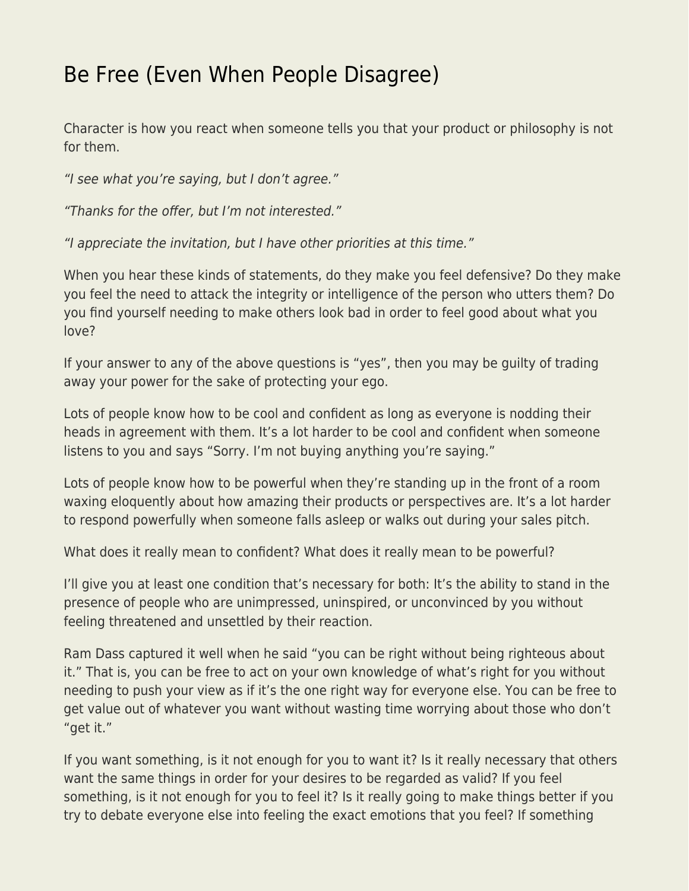# Be Free (Even When People Disagree)

Character is how you react when someone tells you that your product or philosophy is not for them.

*"I see what you're saying, but I don't agree."*

*"Thanks for the offer, but I'm not interested."*

*"I appreciate the invitation, but I have other priorities at this time."*

When you hear these kinds of statements, do they make you feel defensive? Do they make you feel the need to attack the integrity or intelligence of the person who utters them? Do you find yourself needing to make others look bad in order to feel good about what you love?

If your answer to any of the above questions is "yes", then you may be guilty of trading away your power for the sake of protecting your ego.

Lots of people know how to be cool and confident as long as everyone is nodding their heads in agreement with them. It's a lot harder to be cool and confident when someone listens to you and says "Sorry. I'm not buying anything you're saying."

Lots of people know how to be powerful when they're standing up in the front of a room waxing eloquently about how amazing their products or perspectives are. It's a lot harder to respond powerfully when someone falls asleep or walks out during your sales pitch.

What does it really mean to confident? What does it really mean to be powerful?

I'll give you at least one condition that's necessary for both: It's the ability to stand in the presence of people who are unimpressed, uninspired, or unconvinced by you without feeling threatened and unsettled by their reaction.

Ram Dass captured it well when he said "you can be right without being righteous about it." That is, you can be free to act on your own knowledge of what's right for you without needing to push your view as if it's the one right way for everyone else. You can be free to get value out of whatever you want without wasting time worrying about those who don't "get it."

If you want something, is it not enough for you to want it? Is it really necessary that others want the same things in order for your desires to be regarded as valid? If you feel something, is it not enough for you to feel it? Is it really going to make things better if you try to debate everyone else into feeling the exact emotions that you feel? If something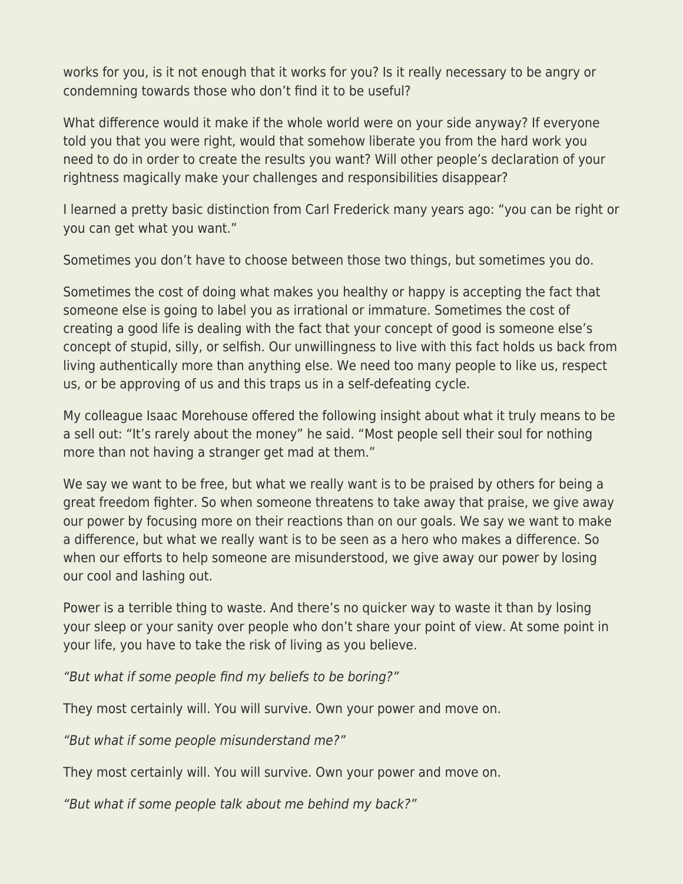works for you, is it not enough that it works for you? Is it really necessary to be angry or condemning towards those who don't find it to be useful?

What difference would it make if the whole world were on your side anyway? If everyone told you that you were right, would that somehow liberate you from the hard work you need to do in order to create the results you want? Will other people's declaration of your rightness magically make your challenges and responsibilities disappear?

I learned a pretty basic distinction from Carl Frederick many years ago: "you can be right or you can get what you want."

Sometimes you don't have to choose between those two things, but sometimes you do.

Sometimes the cost of doing what makes you healthy or happy is accepting the fact that someone else is going to label you as irrational or immature. Sometimes the cost of creating a good life is dealing with the fact that your concept of good is someone else's concept of stupid, silly, or selfish. Our unwillingness to live with this fact holds us back from living authentically more than anything else. We need too many people to like us, respect us, or be approving of us and this traps us in a self-defeating cycle.

My colleague Isaac Morehouse offered the following insight about what it truly means to be a sell out: "It's rarely about the money" he said. "Most people sell their soul for nothing more than not having a stranger get mad at them."

We say we want to be free, but what we really want is to be praised by others for being a great freedom fighter. So when someone threatens to take away that praise, we give away our power by focusing more on their reactions than on our goals. We say we want to make a difference, but what we really want is to be seen as a hero who makes a difference. So when our efforts to help someone are misunderstood, we give away our power by losing our cool and lashing out.

Power is a terrible thing to waste. And there's no quicker way to waste it than by losing your sleep or your sanity over people who don't share your point of view. At some point in your life, you have to take the risk of living as you believe.

*"But what if some people find my beliefs to be boring?"*

They most certainly will. You will survive. Own your power and move on.

*"But what if some people misunderstand me?"*

They most certainly will. You will survive. Own your power and move on.

*"But what if some people talk about me behind my back?"*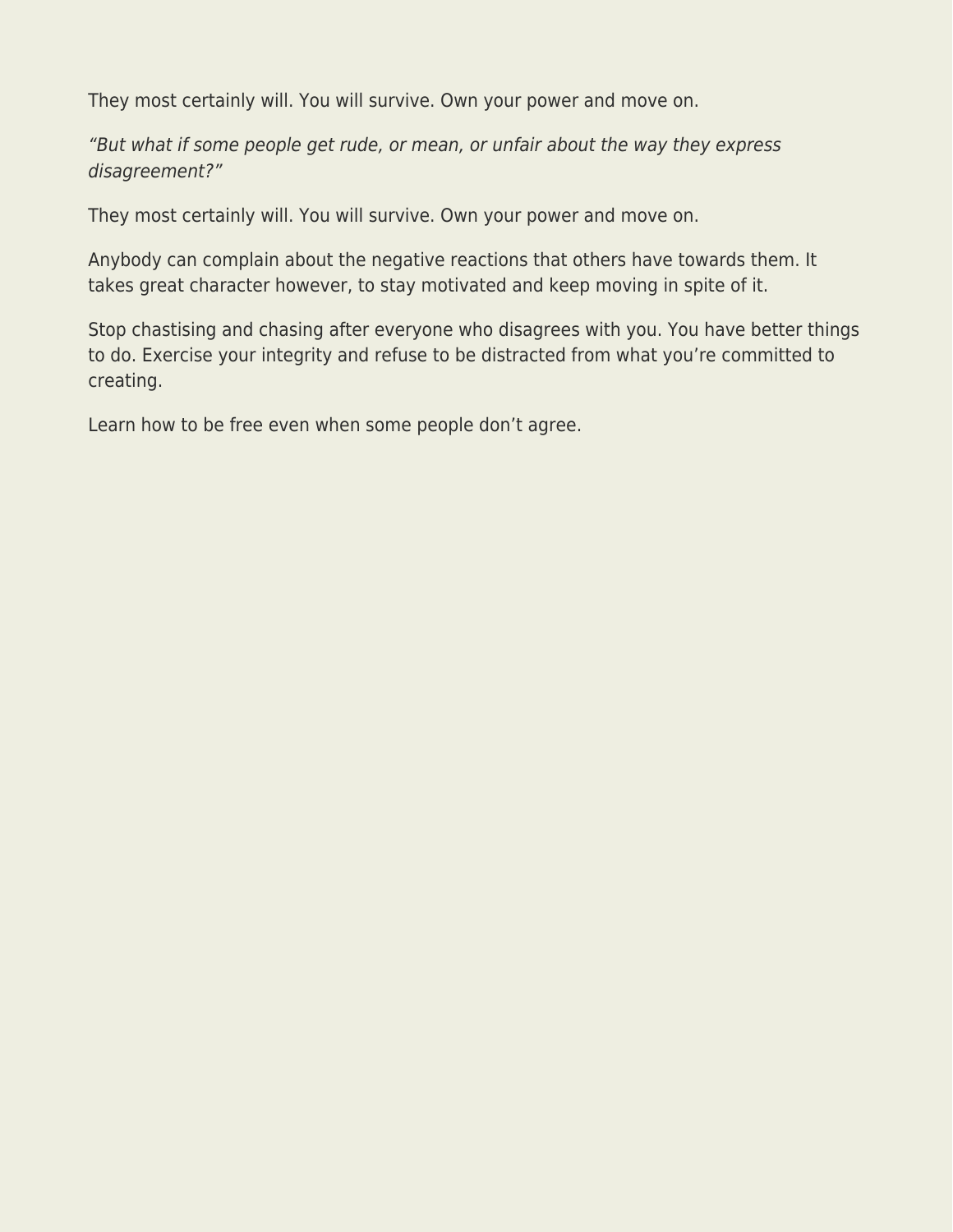They most certainly will. You will survive. Own your power and move on.

*"But what if some people get rude, or mean, or unfair about the way they express disagreement?"*

They most certainly will. You will survive. Own your power and move on.

Anybody can complain about the negative reactions that others have towards them. It takes great character however, to stay motivated and keep moving in spite of it.

Stop chastising and chasing after everyone who disagrees with you. You have better things to do. Exercise your integrity and refuse to be distracted from what you're committed to creating.

Learn how to be free even when some people don't agree.